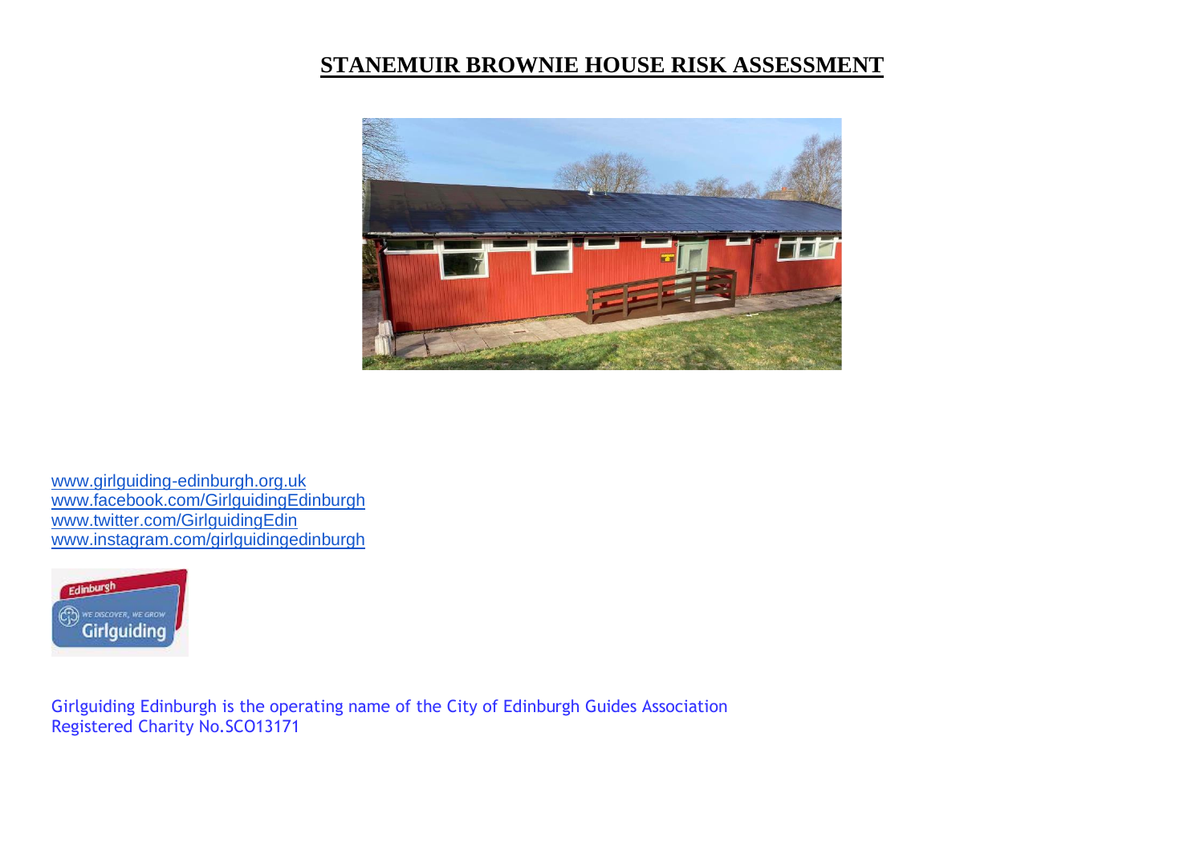# STANEMUIR BROWNIE HOUSE RISK ASSESSMENT

www.girlguiding-edinburgh.org.uk
www.facebook.com/GirlguidingEdinburgh
www.twitter.com/GirlguidingEdin
www.instagram.com/girlguidingedinburgh

Girlguiding Edinburgh is the operating name of the City of Edinburgh Guides Association
Registered Charity No.SCO13171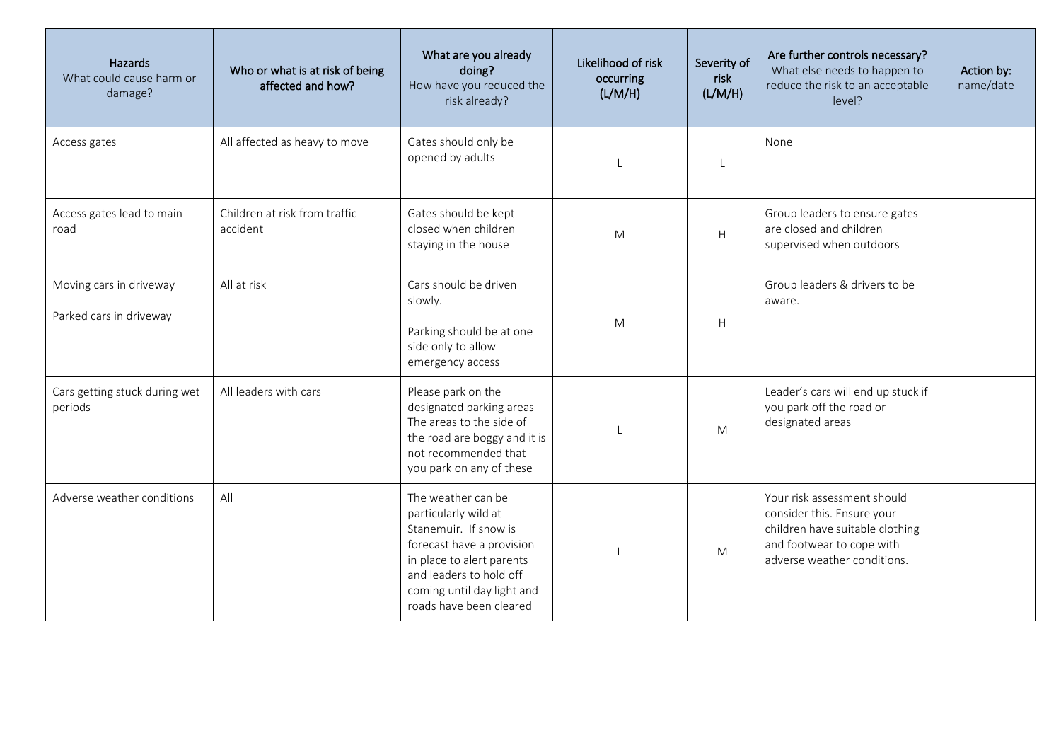| **Hazards** What could cause harm or damage? | **Who or what is at risk of being affected and how?** | **What are you already doing?** How have you reduced the risk already? | **Likelihood of risk occurring (L/M/H)** | **Severity of risk (L/M/H)** | **Are further controls necessary?** What else needs to happen to reduce the risk to an acceptable level? | **Action by:** name/date |
|---|---|---|---|---|---|---|
| Access gates | All affected as heavy to move | Gates should only be opened by adults | L | L | None | |
| Access gates lead to main road | Children at risk from traffic accident | Gates should be kept closed when children staying in the house | M | H | Group leaders to ensure gates are closed and children supervised when outdoors | |
| Moving cars in driveway<br><br>Parked cars in driveway | All at risk | Cars should be driven slowly.<br><br>Parking should be at one side only to allow emergency access | M | H | Group leaders & drivers to be aware. | |
| Cars getting stuck during wet periods | All leaders with cars | Please park on the designated parking areas The areas to the side of the road are boggy and it is not recommended that you park on any of these | L | M | Leader's cars will end up stuck if you park off the road or designated areas | |
| Adverse weather conditions | All | The weather can be particularly wild at Stanemuir. If snow is forecast have a provision in place to alert parents and leaders to hold off coming until day light and roads have been cleared | L | M | Your risk assessment should consider this. Ensure your children have suitable clothing and footwear to cope with adverse weather conditions. | |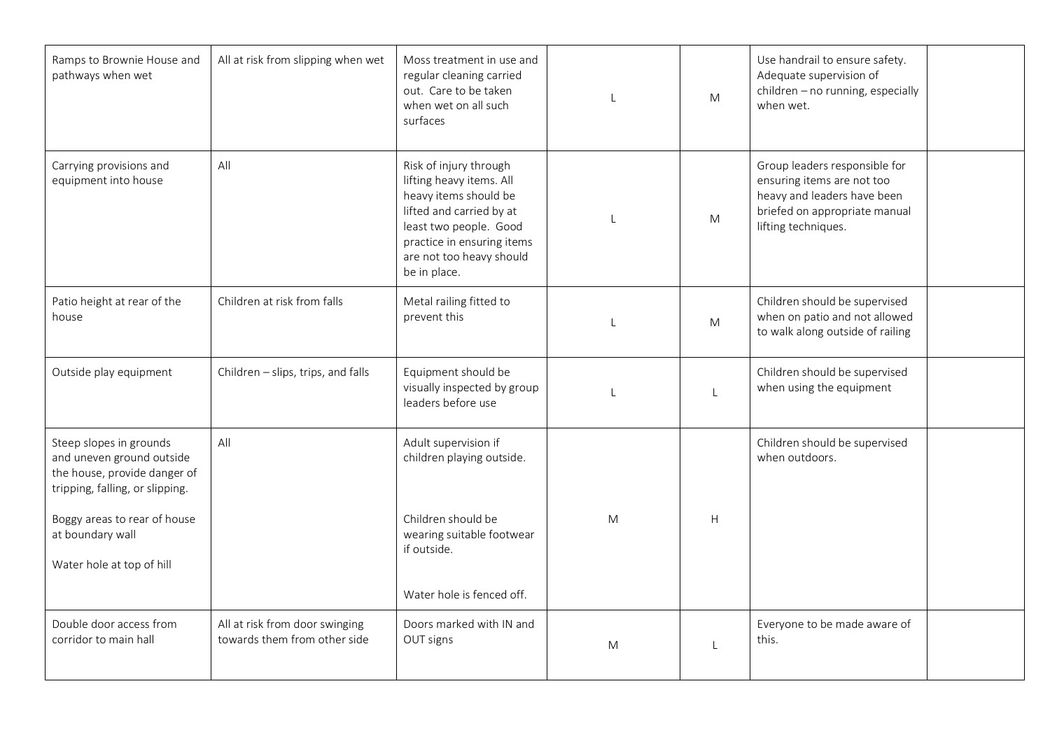| | | | | | | |
|---|---|---|---|---|---|---|
| Ramps to Brownie House and pathways when wet | All at risk from slipping when wet | Moss treatment in use and regular cleaning carried out. Care to be taken when wet on all such surfaces | L | M | Use handrail to ensure safety. Adequate supervision of children – no running, especially when wet. | |
| Carrying provisions and equipment into house | All | Risk of injury through lifting heavy items. All heavy items should be lifted and carried by at least two people. Good practice in ensuring items are not too heavy should be in place. | L | M | Group leaders responsible for ensuring items are not too heavy and leaders have been briefed on appropriate manual lifting techniques. | |
| Patio height at rear of the house | Children at risk from falls | Metal railing fitted to prevent this | L | M | Children should be supervised when on patio and not allowed to walk along outside of railing | |
| Outside play equipment | Children – slips, trips, and falls | Equipment should be visually inspected by group leaders before use | L | L | Children should be supervised when using the equipment | |
| Steep slopes in grounds and uneven ground outside the house, provide danger of tripping, falling, or slipping.<br><br>Boggy areas to rear of house at boundary wall<br><br>Water hole at top of hill | All | Adult supervision if children playing outside.<br><br>Children should be wearing suitable footwear if outside.<br><br>Water hole is fenced off. | M | H | Children should be supervised when outdoors. | |
| Double door access from corridor to main hall | All at risk from door swinging towards them from other side | Doors marked with IN and OUT signs | M | L | Everyone to be made aware of this. | |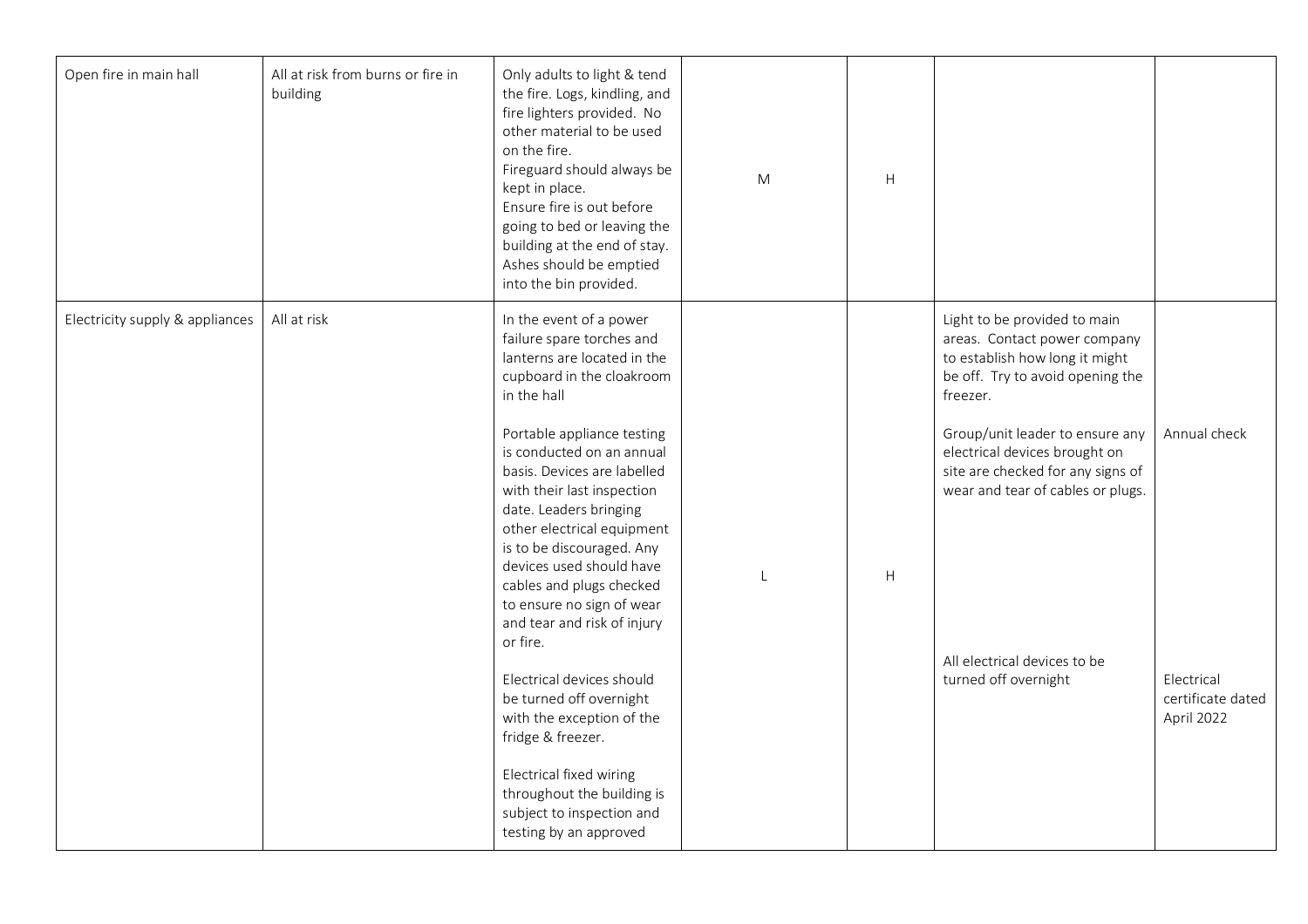| | | | | | | |
|---|---|---|---|---|---|---|
| Open fire in main hall | All at risk from burns or fire in building | Only adults to light & tend the fire. Logs, kindling, and fire lighters provided. No other material to be used on the fire.<br>Fireguard should always be kept in place.<br>Ensure fire is out before going to bed or leaving the building at the end of stay.<br>Ashes should be emptied into the bin provided. | M | H | | |
| Electricity supply & appliances | All at risk | In the event of a power failure spare torches and lanterns are located in the cupboard in the cloakroom in the hall<br><br>Portable appliance testing is conducted on an annual basis. Devices are labelled with their last inspection date. Leaders bringing other electrical equipment is to be discouraged. Any devices used should have cables and plugs checked to ensure no sign of wear and tear and risk of injury or fire.<br><br>Electrical devices should be turned off overnight with the exception of the fridge & freezer.<br><br>Electrical fixed wiring throughout the building is subject to inspection and testing by an approved | L | H | Light to be provided to main areas. Contact power company to establish how long it might be off. Try to avoid opening the freezer.<br><br>Group/unit leader to ensure any electrical devices brought on site are checked for any signs of wear and tear of cables or plugs.<br><br>All electrical devices to be turned off overnight | Annual check<br><br>Electrical certificate dated April 2022 |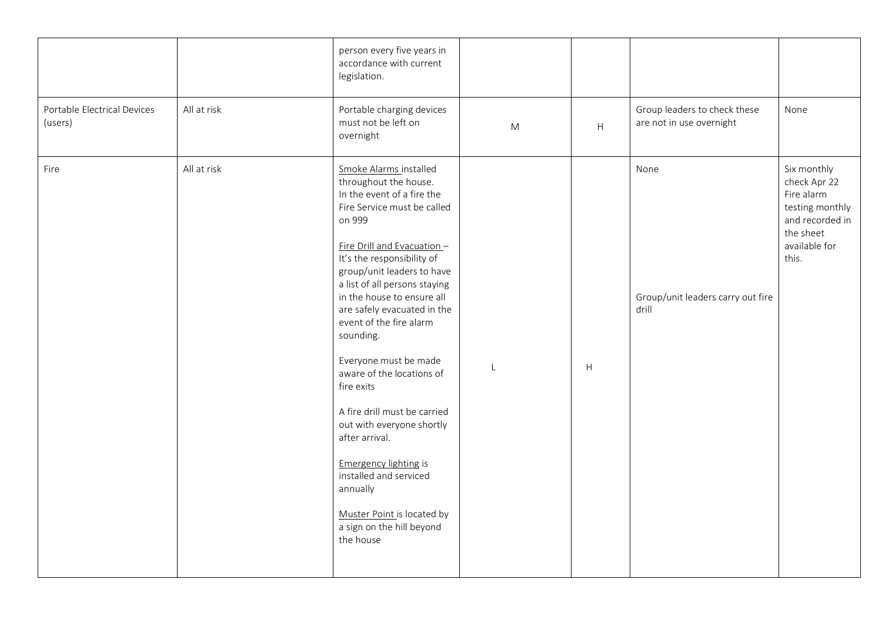| | | | | | | |
|---|---|---|---|---|---|---|
| | | person every five years in accordance with current legislation. | | | | |
| Portable Electrical Devices (users) | All at risk | Portable charging devices must not be left on overnight | M | H | Group leaders to check these are not in use overnight | None |
| Fire | All at risk | Smoke Alarms installed throughout the house.<br>In the event of a fire the Fire Service must be called on 999<br><br>Fire Drill and Evacuation – It's the responsibility of group/unit leaders to have a list of all persons staying in the house to ensure all are safely evacuated in the event of the fire alarm sounding.<br><br>Everyone must be made aware of the locations of fire exits<br><br>A fire drill must be carried out with everyone shortly after arrival.<br><br>Emergency lighting is installed and serviced annually<br><br>Muster Point is located by a sign on the hill beyond the house | L | H | None<br><br>Group/unit leaders carry out fire drill | Six monthly check Apr 22 Fire alarm testing monthly and recorded in the sheet available for this. |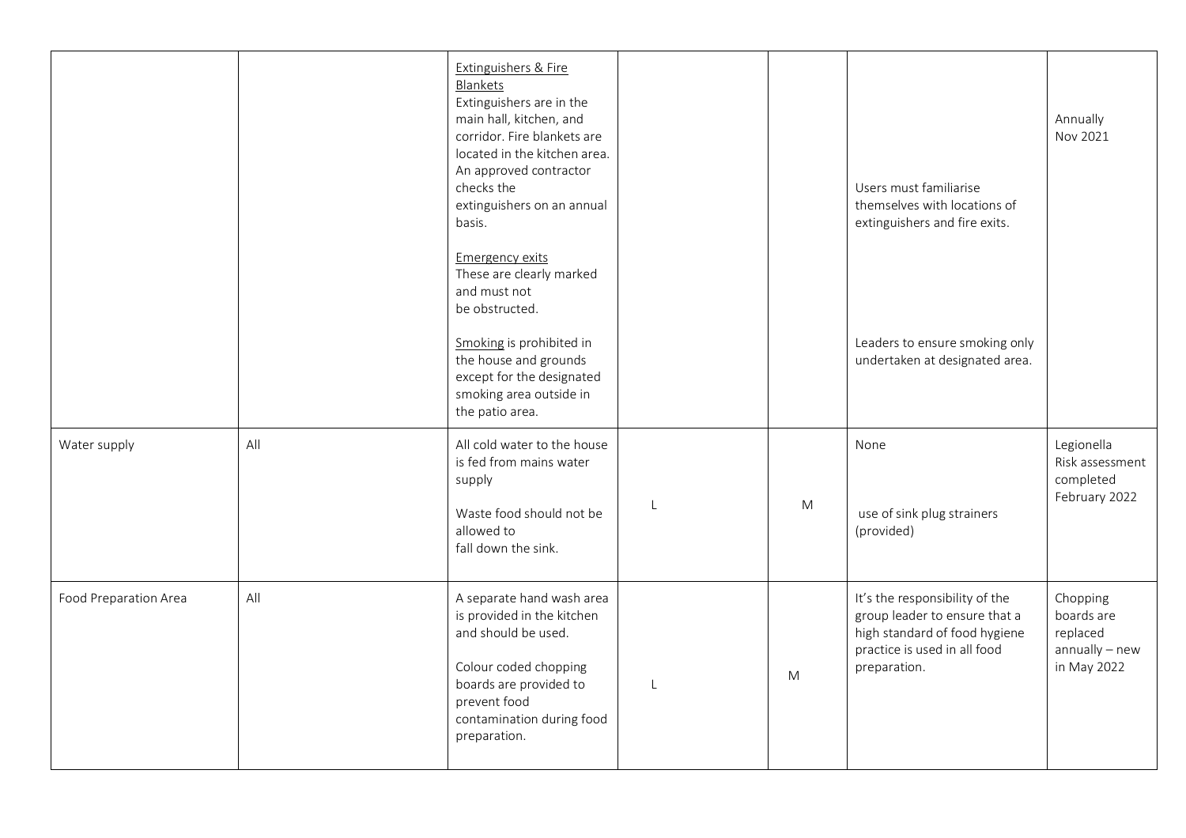|  |  |  |  |  |  |  |
|---|---|---|---|---|---|---|
|  |  | Extinguishers & Fire Blankets<br>Extinguishers are in the main hall, kitchen, and corridor. Fire blankets are located in the kitchen area. An approved contractor checks the extinguishers on an annual basis.<br><br>Emergency exits<br>These are clearly marked and must not be obstructed.<br><br>Smoking is prohibited in the house and grounds except for the designated smoking area outside in the patio area. |  |  | Users must familiarise themselves with locations of extinguishers and fire exits.<br><br>Leaders to ensure smoking only undertaken at designated area. | Annually Nov 2021 |
| Water supply | All | All cold water to the house is fed from mains water supply<br><br>Waste food should not be allowed to fall down the sink. | L | M | None<br><br>use of sink plug strainers (provided) | Legionella Risk assessment completed February 2022 |
| Food Preparation Area | All | A separate hand wash area is provided in the kitchen and should be used.<br><br>Colour coded chopping boards are provided to prevent food contamination during food preparation. | L | M | It's the responsibility of the group leader to ensure that a high standard of food hygiene practice is used in all food preparation. | Chopping boards are replaced annually – new in May 2022 |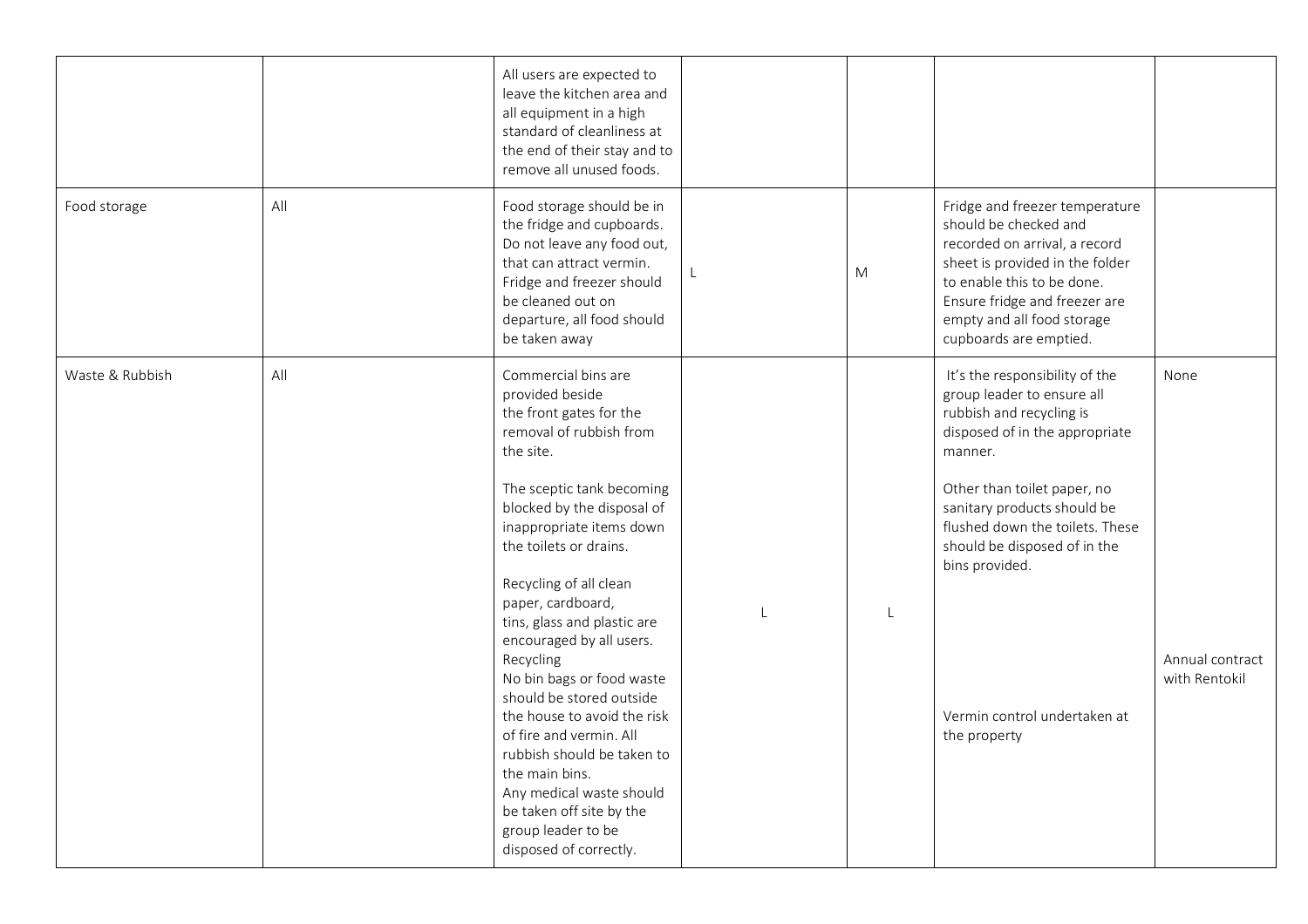| | | | | | | |
|---|---|---|---|---|---|---|
| | | All users are expected to leave the kitchen area and all equipment in a high standard of cleanliness at the end of their stay and to remove all unused foods. | | | | |
| Food storage | All | Food storage should be in the fridge and cupboards. Do not leave any food out, that can attract vermin. Fridge and freezer should be cleaned out on departure, all food should be taken away | L | M | Fridge and freezer temperature should be checked and recorded on arrival, a record sheet is provided in the folder to enable this to be done. Ensure fridge and freezer are empty and all food storage cupboards are emptied. | |
| Waste & Rubbish | All | Commercial bins are provided beside the front gates for the removal of rubbish from the site.<br><br>The sceptic tank becoming blocked by the disposal of inappropriate items down the toilets or drains.<br><br>Recycling of all clean paper, cardboard, tins, glass and plastic are encouraged by all users.<br>Recycling<br>No bin bags or food waste should be stored outside the house to avoid the risk of fire and vermin. All rubbish should be taken to the main bins.<br>Any medical waste should be taken off site by the group leader to be disposed of correctly. | L | L | It's the responsibility of the group leader to ensure all rubbish and recycling is disposed of in the appropriate manner.<br><br>Other than toilet paper, no sanitary products should be flushed down the toilets. These should be disposed of in the bins provided.<br><br>Vermin control undertaken at the property | None<br><br>Annual contract with Rentokil |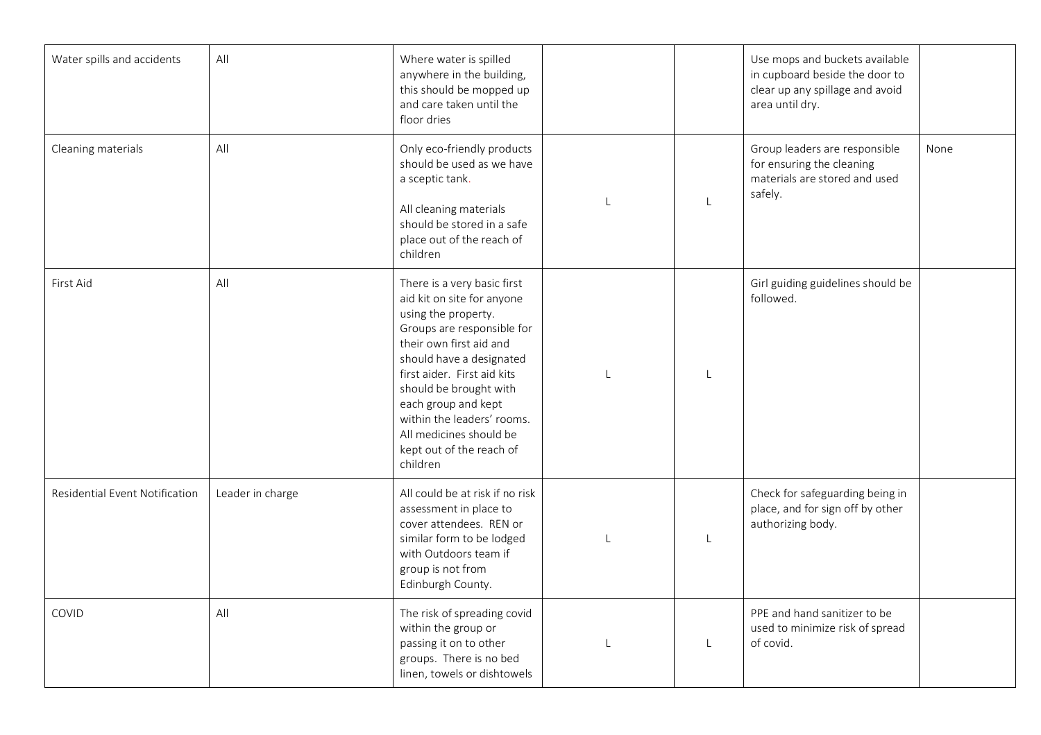| | | | | | | |
|---|---|---|---|---|---|---|
| Water spills and accidents | All | Where water is spilled anywhere in the building, this should be mopped up and care taken until the floor dries | | | Use mops and buckets available in cupboard beside the door to clear up any spillage and avoid area until dry. | |
| Cleaning materials | All | Only eco-friendly products should be used as we have a sceptic tank.<br><br>All cleaning materials should be stored in a safe place out of the reach of children | L | L | Group leaders are responsible for ensuring the cleaning materials are stored and used safely. | None |
| First Aid | All | There is a very basic first aid kit on site for anyone using the property. Groups are responsible for their own first aid and should have a designated first aider. First aid kits should be brought with each group and kept within the leaders' rooms. All medicines should be kept out of the reach of children | L | L | Girl guiding guidelines should be followed. | |
| Residential Event Notification | Leader in charge | All could be at risk if no risk assessment in place to cover attendees. REN or similar form to be lodged with Outdoors team if group is not from Edinburgh County. | L | L | Check for safeguarding being in place, and for sign off by other authorizing body. | |
| COVID | All | The risk of spreading covid within the group or passing it on to other groups. There is no bed linen, towels or dishtowels | L | L | PPE and hand sanitizer to be used to minimize risk of spread of covid. | |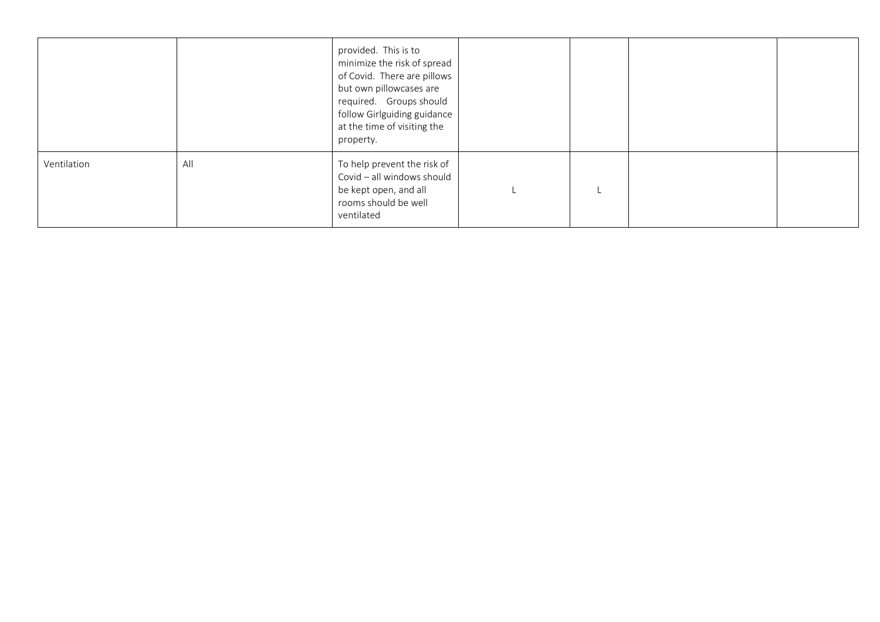| | | | | | | |
|---|---|---|---|---|---|---|
| | | provided. This is to minimize the risk of spread of Covid. There are pillows but own pillowcases are required. Groups should follow Girlguiding guidance at the time of visiting the property. | | | | |
| Ventilation | All | To help prevent the risk of Covid – all windows should be kept open, and all rooms should be well ventilated | L | L | | |